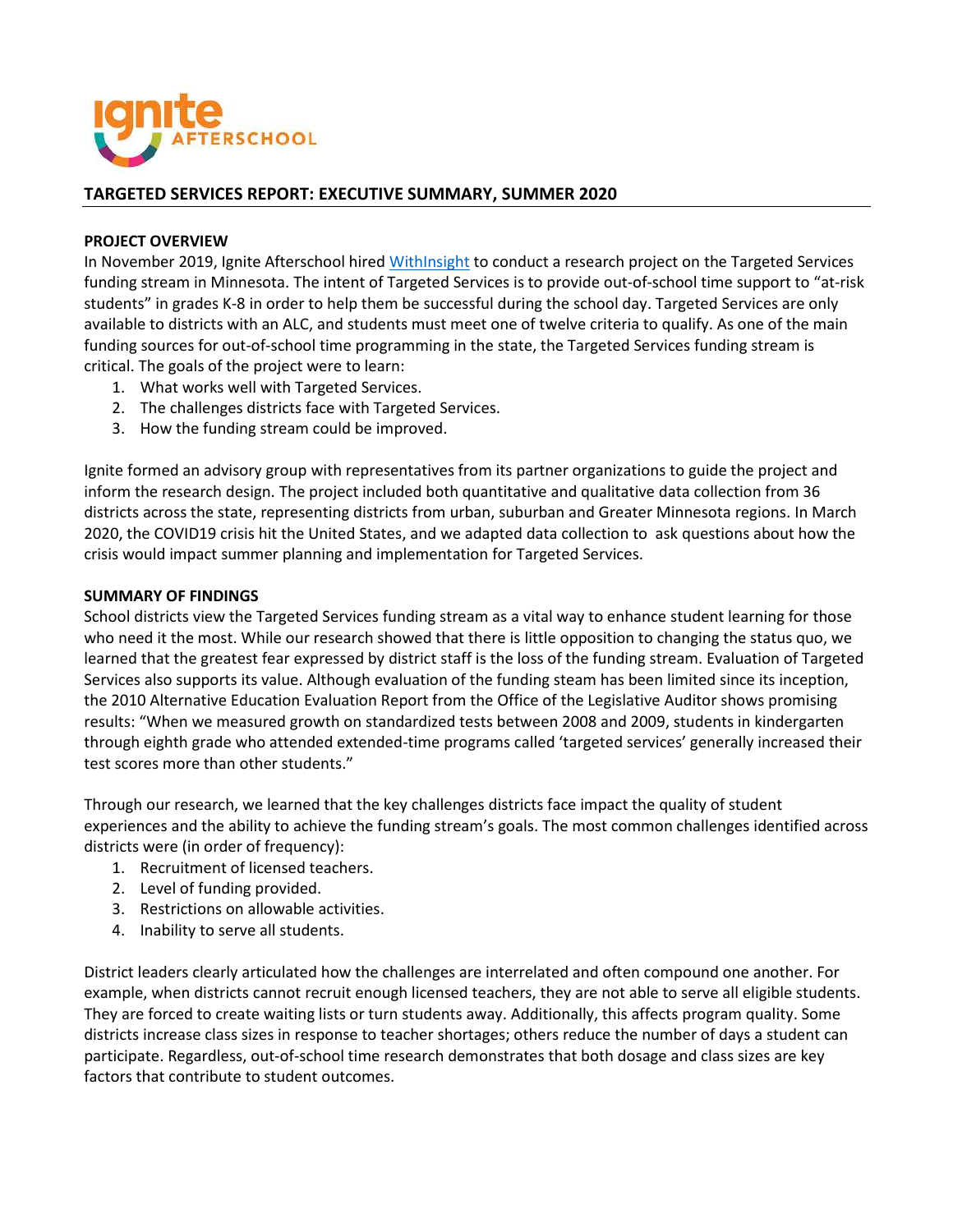# TARGETED SERVICES REPORT: EXECUTIVE SUMMARY, SUMMER 2020

## PROJECT OVERVIEW

In November 2019, Ignite Afterschool hired WithInsight to conduct a research project on the Targeted Services funding stream in Minnesota. The intent of Targeted Services is to provide out-of-school time support to "at-risk students" in grades K-8 in order to help them be successful during the school day. Targeted Services are only available to districts with an ALC, and students must meet one of twelve criteria to qualify. As one of the main funding sources for out-of-school time programming in the state, the Targeted Services funding stream is critical. The goals of the project were to learn:

1. What works well with Targeted Services.
2. The challenges districts face with Targeted Services.
3. How the funding stream could be improved.

Ignite formed an advisory group with representatives from its partner organizations to guide the project and inform the research design. The project included both quantitative and qualitative data collection from 36 districts across the state, representing districts from urban, suburban and Greater Minnesota regions. In March 2020, the COVID19 crisis hit the United States, and we adapted data collection to ask questions about how the crisis would impact summer planning and implementation for Targeted Services.

## SUMMARY OF FINDINGS

School districts view the Targeted Services funding stream as a vital way to enhance student learning for those who need it the most. While our research showed that there is little opposition to changing the status quo, we learned that the greatest fear expressed by district staff is the loss of the funding stream. Evaluation of Targeted Services also supports its value. Although evaluation of the funding steam has been limited since its inception, the 2010 Alternative Education Evaluation Report from the Office of the Legislative Auditor shows promising results: "When we measured growth on standardized tests between 2008 and 2009, students in kindergarten through eighth grade who attended extended-time programs called 'targeted services' generally increased their test scores more than other students."

Through our research, we learned that the key challenges districts face impact the quality of student experiences and the ability to achieve the funding stream's goals. The most common challenges identified across districts were (in order of frequency):

1. Recruitment of licensed teachers.
2. Level of funding provided.
3. Restrictions on allowable activities.
4. Inability to serve all students.

District leaders clearly articulated how the challenges are interrelated and often compound one another. For example, when districts cannot recruit enough licensed teachers, they are not able to serve all eligible students. They are forced to create waiting lists or turn students away. Additionally, this affects program quality. Some districts increase class sizes in response to teacher shortages; others reduce the number of days a student can participate. Regardless, out-of-school time research demonstrates that both dosage and class sizes are key factors that contribute to student outcomes.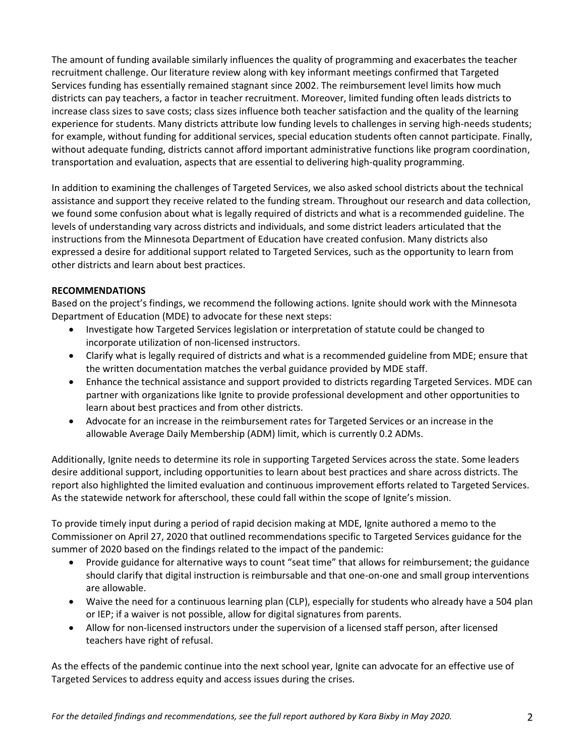The amount of funding available similarly influences the quality of programming and exacerbates the teacher recruitment challenge. Our literature review along with key informant meetings confirmed that Targeted Services funding has essentially remained stagnant since 2002. The reimbursement level limits how much districts can pay teachers, a factor in teacher recruitment. Moreover, limited funding often leads districts to increase class sizes to save costs; class sizes influence both teacher satisfaction and the quality of the learning experience for students. Many districts attribute low funding levels to challenges in serving high-needs students; for example, without funding for additional services, special education students often cannot participate. Finally, without adequate funding, districts cannot afford important administrative functions like program coordination, transportation and evaluation, aspects that are essential to delivering high-quality programming.

In addition to examining the challenges of Targeted Services, we also asked school districts about the technical assistance and support they receive related to the funding stream. Throughout our research and data collection, we found some confusion about what is legally required of districts and what is a recommended guideline. The levels of understanding vary across districts and individuals, and some district leaders articulated that the instructions from the Minnesota Department of Education have created confusion. Many districts also expressed a desire for additional support related to Targeted Services, such as the opportunity to learn from other districts and learn about best practices.

**RECOMMENDATIONS**

Based on the project's findings, we recommend the following actions. Ignite should work with the Minnesota Department of Education (MDE) to advocate for these next steps:

- Investigate how Targeted Services legislation or interpretation of statute could be changed to incorporate utilization of non-licensed instructors.
- Clarify what is legally required of districts and what is a recommended guideline from MDE; ensure that the written documentation matches the verbal guidance provided by MDE staff.
- Enhance the technical assistance and support provided to districts regarding Targeted Services. MDE can partner with organizations like Ignite to provide professional development and other opportunities to learn about best practices and from other districts.
- Advocate for an increase in the reimbursement rates for Targeted Services or an increase in the allowable Average Daily Membership (ADM) limit, which is currently 0.2 ADMs.

Additionally, Ignite needs to determine its role in supporting Targeted Services across the state. Some leaders desire additional support, including opportunities to learn about best practices and share across districts. The report also highlighted the limited evaluation and continuous improvement efforts related to Targeted Services. As the statewide network for afterschool, these could fall within the scope of Ignite's mission.

To provide timely input during a period of rapid decision making at MDE, Ignite authored a memo to the Commissioner on April 27, 2020 that outlined recommendations specific to Targeted Services guidance for the summer of 2020 based on the findings related to the impact of the pandemic:

- Provide guidance for alternative ways to count "seat time" that allows for reimbursement; the guidance should clarify that digital instruction is reimbursable and that one-on-one and small group interventions are allowable.
- Waive the need for a continuous learning plan (CLP), especially for students who already have a 504 plan or IEP; if a waiver is not possible, allow for digital signatures from parents.
- Allow for non-licensed instructors under the supervision of a licensed staff person, after licensed teachers have right of refusal.

As the effects of the pandemic continue into the next school year, Ignite can advocate for an effective use of Targeted Services to address equity and access issues during the crises.

*For the detailed findings and recommendations, see the full report authored by Kara Bixby in May 2020.*